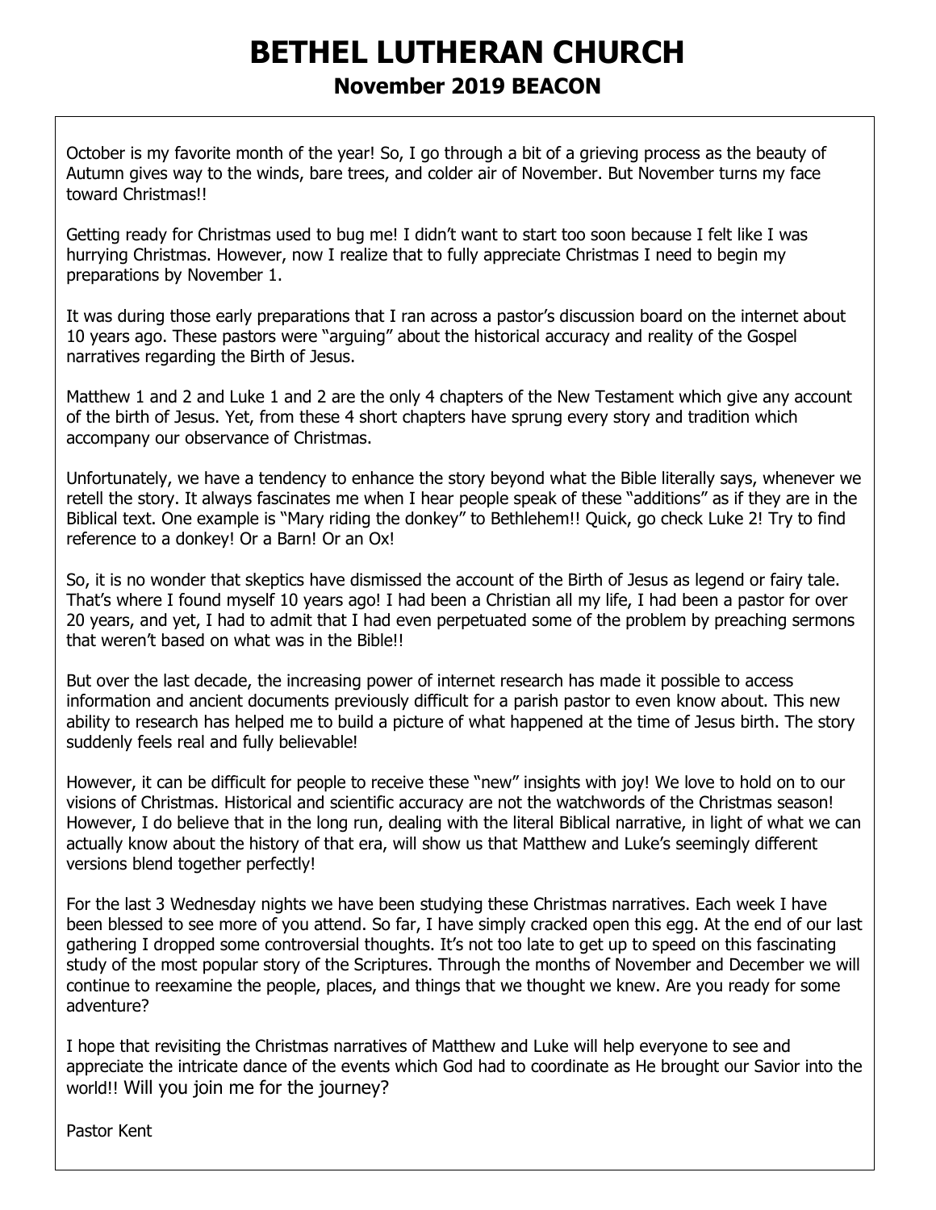# BETHEL LUTHERAN CHURCH

## November 2019 BEACON

October is my favorite month of the year! So, I go through a bit of a grieving process as the beauty of Autumn gives way to the winds, bare trees, and colder air of November. But November turns my face toward Christmas!!

Getting ready for Christmas used to bug me! I didn't want to start too soon because I felt like I was hurrying Christmas. However, now I realize that to fully appreciate Christmas I need to begin my preparations by November 1.

It was during those early preparations that I ran across a pastor's discussion board on the internet about 10 years ago. These pastors were "arguing" about the historical accuracy and reality of the Gospel narratives regarding the Birth of Jesus.

Matthew 1 and 2 and Luke 1 and 2 are the only 4 chapters of the New Testament which give any account of the birth of Jesus. Yet, from these 4 short chapters have sprung every story and tradition which accompany our observance of Christmas.

Unfortunately, we have a tendency to enhance the story beyond what the Bible literally says, whenever we retell the story. It always fascinates me when I hear people speak of these "additions" as if they are in the Biblical text. One example is "Mary riding the donkey" to Bethlehem!! Quick, go check Luke 2! Try to find reference to a donkey! Or a Barn! Or an Ox!

So, it is no wonder that skeptics have dismissed the account of the Birth of Jesus as legend or fairy tale. That's where I found myself 10 years ago! I had been a Christian all my life, I had been a pastor for over 20 years, and yet, I had to admit that I had even perpetuated some of the problem by preaching sermons that weren't based on what was in the Bible!!

But over the last decade, the increasing power of internet research has made it possible to access information and ancient documents previously difficult for a parish pastor to even know about. This new ability to research has helped me to build a picture of what happened at the time of Jesus birth. The story suddenly feels real and fully believable!

However, it can be difficult for people to receive these "new" insights with joy! We love to hold on to our visions of Christmas. Historical and scientific accuracy are not the watchwords of the Christmas season! However, I do believe that in the long run, dealing with the literal Biblical narrative, in light of what we can actually know about the history of that era, will show us that Matthew and Luke's seemingly different versions blend together perfectly!

For the last 3 Wednesday nights we have been studying these Christmas narratives. Each week I have been blessed to see more of you attend. So far, I have simply cracked open this egg. At the end of our last gathering I dropped some controversial thoughts. It's not too late to get up to speed on this fascinating study of the most popular story of the Scriptures. Through the months of November and December we will continue to reexamine the people, places, and things that we thought we knew. Are you ready for some adventure?

I hope that revisiting the Christmas narratives of Matthew and Luke will help everyone to see and appreciate the intricate dance of the events which God had to coordinate as He brought our Savior into the world!! Will you join me for the journey?

Pastor Kent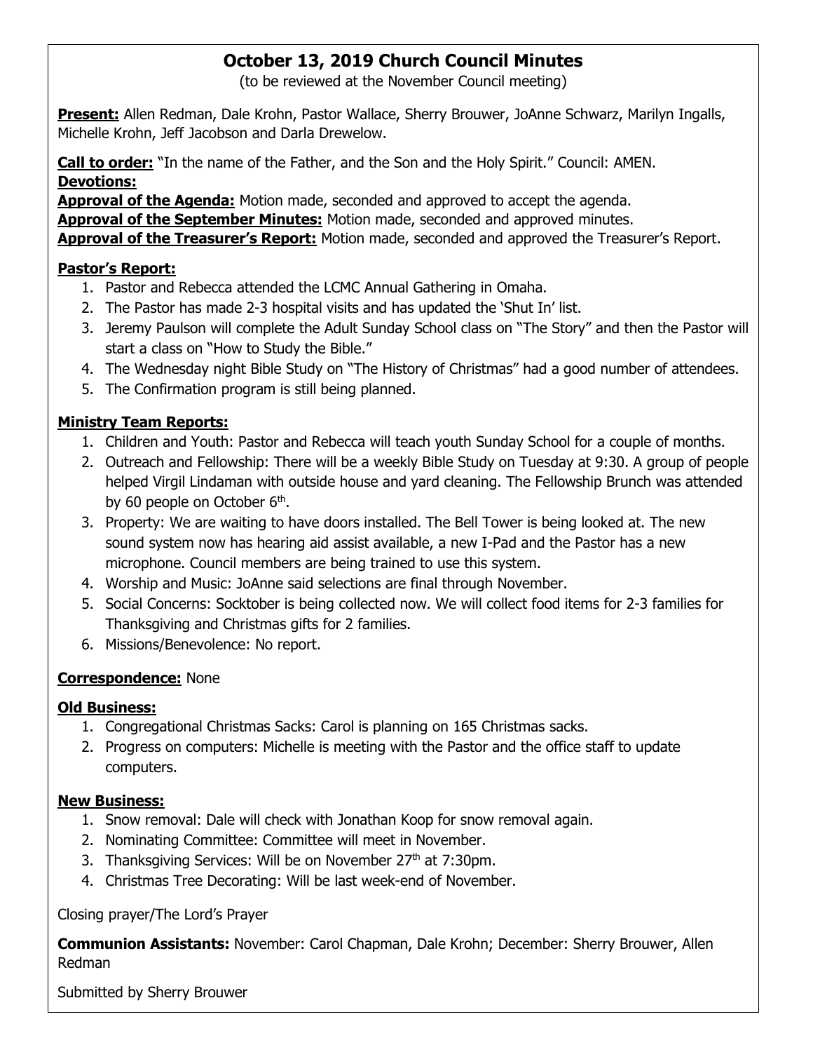# October 13, 2019 Church Council Minutes

(to be reviewed at the November Council meeting)

**Present:** Allen Redman, Dale Krohn, Pastor Wallace, Sherry Brouwer, JoAnne Schwarz, Marilyn Ingalls, Michelle Krohn, Jeff Jacobson and Darla Drewelow.

**Call to order:** "In the name of the Father, and the Son and the Holy Spirit." Council: AMEN.

**Devotions:**

**Approval of the Agenda:** Motion made, seconded and approved to accept the agenda.

**Approval of the September Minutes:** Motion made, seconded and approved minutes.

**Approval of the Treasurer's Report:** Motion made, seconded and approved the Treasurer's Report.

**Pastor's Report:**

1. Pastor and Rebecca attended the LCMC Annual Gathering in Omaha.
2. The Pastor has made 2-3 hospital visits and has updated the 'Shut In' list.
3. Jeremy Paulson will complete the Adult Sunday School class on "The Story" and then the Pastor will start a class on "How to Study the Bible."
4. The Wednesday night Bible Study on "The History of Christmas" had a good number of attendees.
5. The Confirmation program is still being planned.

**Ministry Team Reports:**

1. Children and Youth: Pastor and Rebecca will teach youth Sunday School for a couple of months.
2. Outreach and Fellowship: There will be a weekly Bible Study on Tuesday at 9:30. A group of people helped Virgil Lindaman with outside house and yard cleaning. The Fellowship Brunch was attended by 60 people on October 6th.
3. Property: We are waiting to have doors installed. The Bell Tower is being looked at. The new sound system now has hearing aid assist available, a new I-Pad and the Pastor has a new microphone. Council members are being trained to use this system.
4. Worship and Music: JoAnne said selections are final through November.
5. Social Concerns: Socktober is being collected now. We will collect food items for 2-3 families for Thanksgiving and Christmas gifts for 2 families.
6. Missions/Benevolence: No report.

**Correspondence:** None

**Old Business:**

1. Congregational Christmas Sacks: Carol is planning on 165 Christmas sacks.
2. Progress on computers: Michelle is meeting with the Pastor and the office staff to update computers.

**New Business:**

1. Snow removal: Dale will check with Jonathan Koop for snow removal again.
2. Nominating Committee: Committee will meet in November.
3. Thanksgiving Services: Will be on November 27th at 7:30pm.
4. Christmas Tree Decorating: Will be last week-end of November.

Closing prayer/The Lord's Prayer

**Communion Assistants:** November: Carol Chapman, Dale Krohn; December: Sherry Brouwer, Allen Redman

Submitted by Sherry Brouwer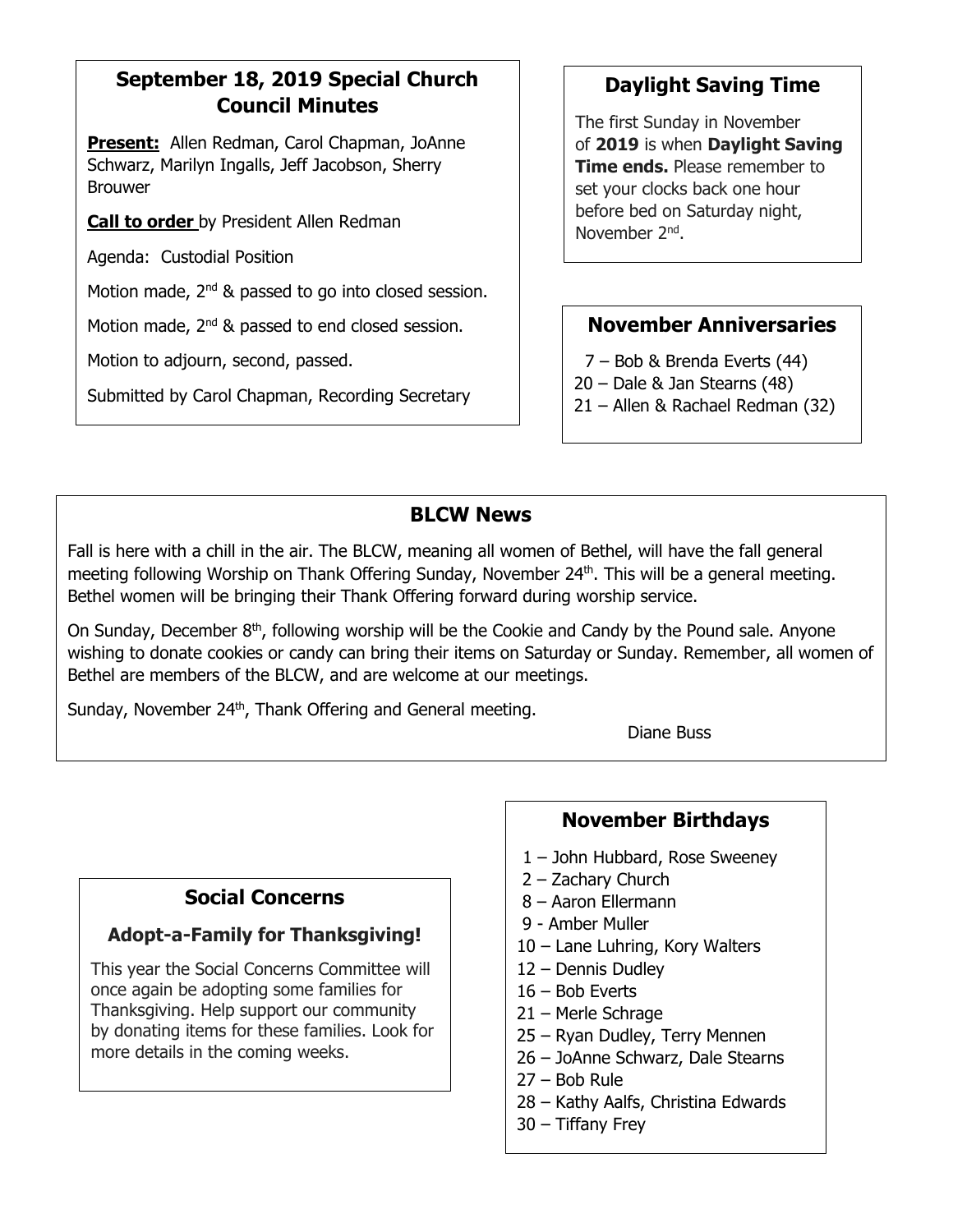## September 18, 2019 Special Church Council Minutes

**Present:** Allen Redman, Carol Chapman, JoAnne Schwarz, Marilyn Ingalls, Jeff Jacobson, Sherry Brouwer

**Call to order** by President Allen Redman

Agenda: Custodial Position

Motion made, 2nd & passed to go into closed session.

Motion made, 2nd & passed to end closed session.

Motion to adjourn, second, passed.

Submitted by Carol Chapman, Recording Secretary

## Daylight Saving Time

The first Sunday in November of **2019** is when **Daylight Saving Time ends.** Please remember to set your clocks back one hour before bed on Saturday night, November 2nd.

## November Anniversaries

7 – Bob & Brenda Everts (44)
20 – Dale & Jan Stearns (48)
21 – Allen & Rachael Redman (32)

## BLCW News

Fall is here with a chill in the air. The BLCW, meaning all women of Bethel, will have the fall general meeting following Worship on Thank Offering Sunday, November 24th. This will be a general meeting. Bethel women will be bringing their Thank Offering forward during worship service.

On Sunday, December 8th, following worship will be the Cookie and Candy by the Pound sale. Anyone wishing to donate cookies or candy can bring their items on Saturday or Sunday. Remember, all women of Bethel are members of the BLCW, and are welcome at our meetings.

Sunday, November 24th, Thank Offering and General meeting.

Diane Buss

## Social Concerns

### Adopt-a-Family for Thanksgiving!

This year the Social Concerns Committee will once again be adopting some families for Thanksgiving. Help support our community by donating items for these families. Look for more details in the coming weeks.

## November Birthdays

1 – John Hubbard, Rose Sweeney
2 – Zachary Church
8 – Aaron Ellermann
9 - Amber Muller
10 – Lane Luhring, Kory Walters
12 – Dennis Dudley
16 – Bob Everts
21 – Merle Schrage
25 – Ryan Dudley, Terry Mennen
26 – JoAnne Schwarz, Dale Stearns
27 – Bob Rule
28 – Kathy Aalfs, Christina Edwards
30 – Tiffany Frey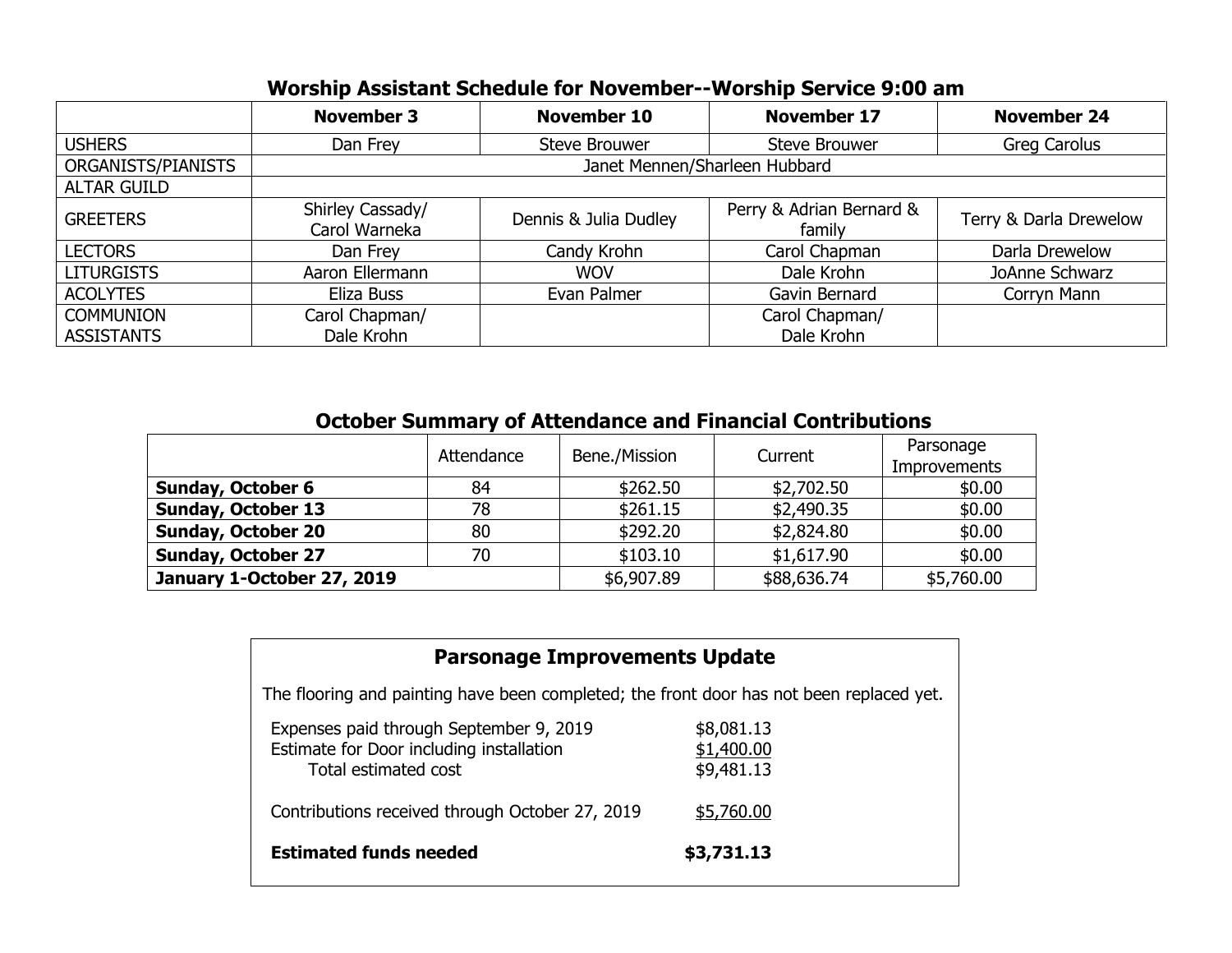## Worship Assistant Schedule for November--Worship Service 9:00 am

| | November 3 | November 10 | November 17 | November 24 |
|---|---|---|---|---|
| USHERS | Dan Frey | Steve Brouwer | Steve Brouwer | Greg Carolus |
| ORGANISTS/PIANISTS | Janet Mennen/Sharleen Hubbard | | | |
| ALTAR GUILD | | | | |
| GREETERS | Shirley Cassady/ Carol Warneka | Dennis & Julia Dudley | Perry & Adrian Bernard & family | Terry & Darla Drewelow |
| LECTORS | Dan Frey | Candy Krohn | Carol Chapman | Darla Drewelow |
| LITURGISTS | Aaron Ellermann | WOV | Dale Krohn | JoAnne Schwarz |
| ACOLYTES | Eliza Buss | Evan Palmer | Gavin Bernard | Corryn Mann |
| COMMUNION ASSISTANTS | Carol Chapman/ Dale Krohn | | Carol Chapman/ Dale Krohn | |

## October Summary of Attendance and Financial Contributions

| | Attendance | Bene./Mission | Current | Parsonage Improvements |
|---|---|---|---|---|
| **Sunday, October 6** | 84 | $262.50 | $2,702.50 | $0.00 |
| **Sunday, October 13** | 78 | $261.15 | $2,490.35 | $0.00 |
| **Sunday, October 20** | 80 | $292.20 | $2,824.80 | $0.00 |
| **Sunday, October 27** | 70 | $103.10 | $1,617.90 | $0.00 |
| **January 1-October 27, 2019** | | $6,907.89 | $88,636.74 | $5,760.00 |

## Parsonage Improvements Update

The flooring and painting have been completed; the front door has not been replaced yet.

| | |
|---|---|
| Expenses paid through September 9, 2019 | $8,081.13 |
| Estimate for Door including installation | $1,400.00 |
| Total estimated cost | $9,481.13 |
| Contributions received through October 27, 2019 | $5,760.00 |
| **Estimated funds needed** | **$3,731.13** |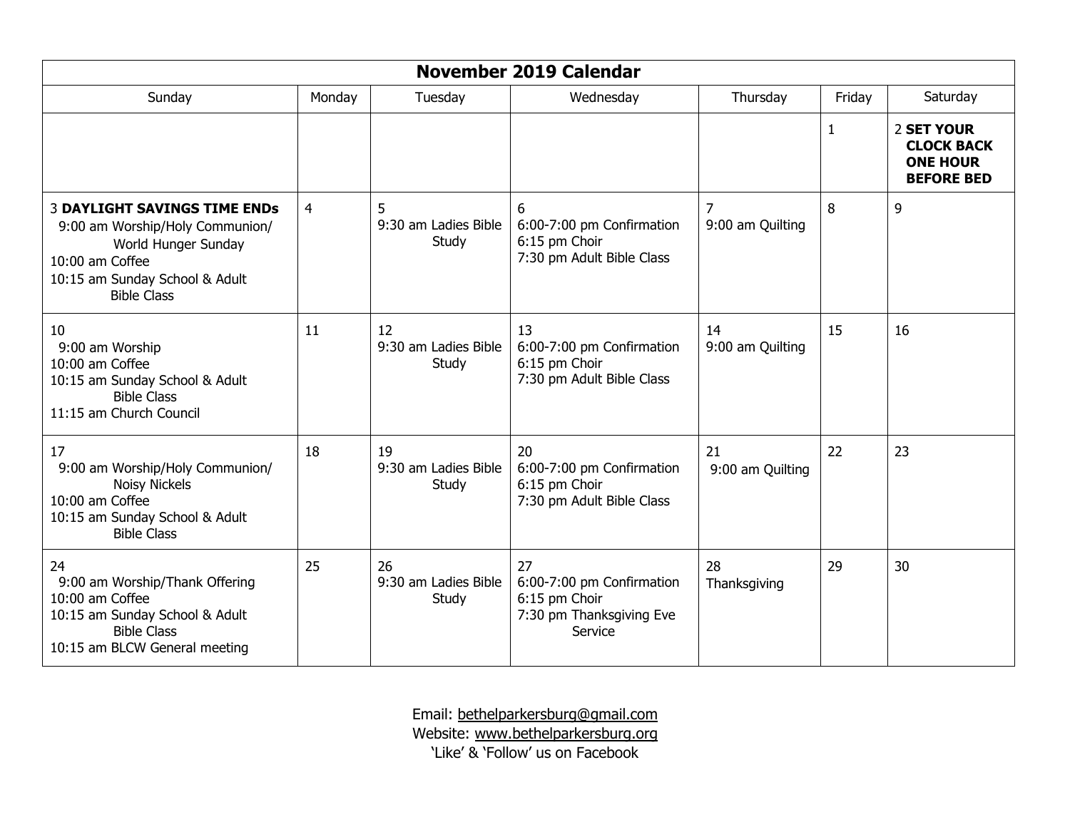| November 2019 Calendar | | | | | | |
|---|---|---|---|---|---|---|
| Sunday | Monday | Tuesday | Wednesday | Thursday | Friday | Saturday |
| | | | | | 1 | 2 **SET YOUR CLOCK BACK ONE HOUR BEFORE BED** |
| 3 **DAYLIGHT SAVINGS TIME ENDs**<br>9:00 am Worship/Holy Communion/ World Hunger Sunday<br>10:00 am Coffee<br>10:15 am Sunday School & Adult Bible Class | 4 | 5<br>9:30 am Ladies Bible Study | 6<br>6:00-7:00 pm Confirmation<br>6:15 pm Choir<br>7:30 pm Adult Bible Class | 7<br>9:00 am Quilting | 8 | 9 |
| 10<br>9:00 am Worship<br>10:00 am Coffee<br>10:15 am Sunday School & Adult Bible Class<br>11:15 am Church Council | 11 | 12<br>9:30 am Ladies Bible Study | 13<br>6:00-7:00 pm Confirmation<br>6:15 pm Choir<br>7:30 pm Adult Bible Class | 14<br>9:00 am Quilting | 15 | 16 |
| 17<br>9:00 am Worship/Holy Communion/ Noisy Nickels<br>10:00 am Coffee<br>10:15 am Sunday School & Adult Bible Class | 18 | 19<br>9:30 am Ladies Bible Study | 20<br>6:00-7:00 pm Confirmation<br>6:15 pm Choir<br>7:30 pm Adult Bible Class | 21<br>9:00 am Quilting | 22 | 23 |
| 24<br>9:00 am Worship/Thank Offering<br>10:00 am Coffee<br>10:15 am Sunday School & Adult Bible Class<br>10:15 am BLCW General meeting | 25 | 26<br>9:30 am Ladies Bible Study | 27<br>6:00-7:00 pm Confirmation<br>6:15 pm Choir<br>7:30 pm Thanksgiving Eve Service | 28<br>Thanksgiving | 29 | 30 |

Email: bethelparkersburg@gmail.com
Website: www.bethelparkersburg.org
'Like' & 'Follow' us on Facebook